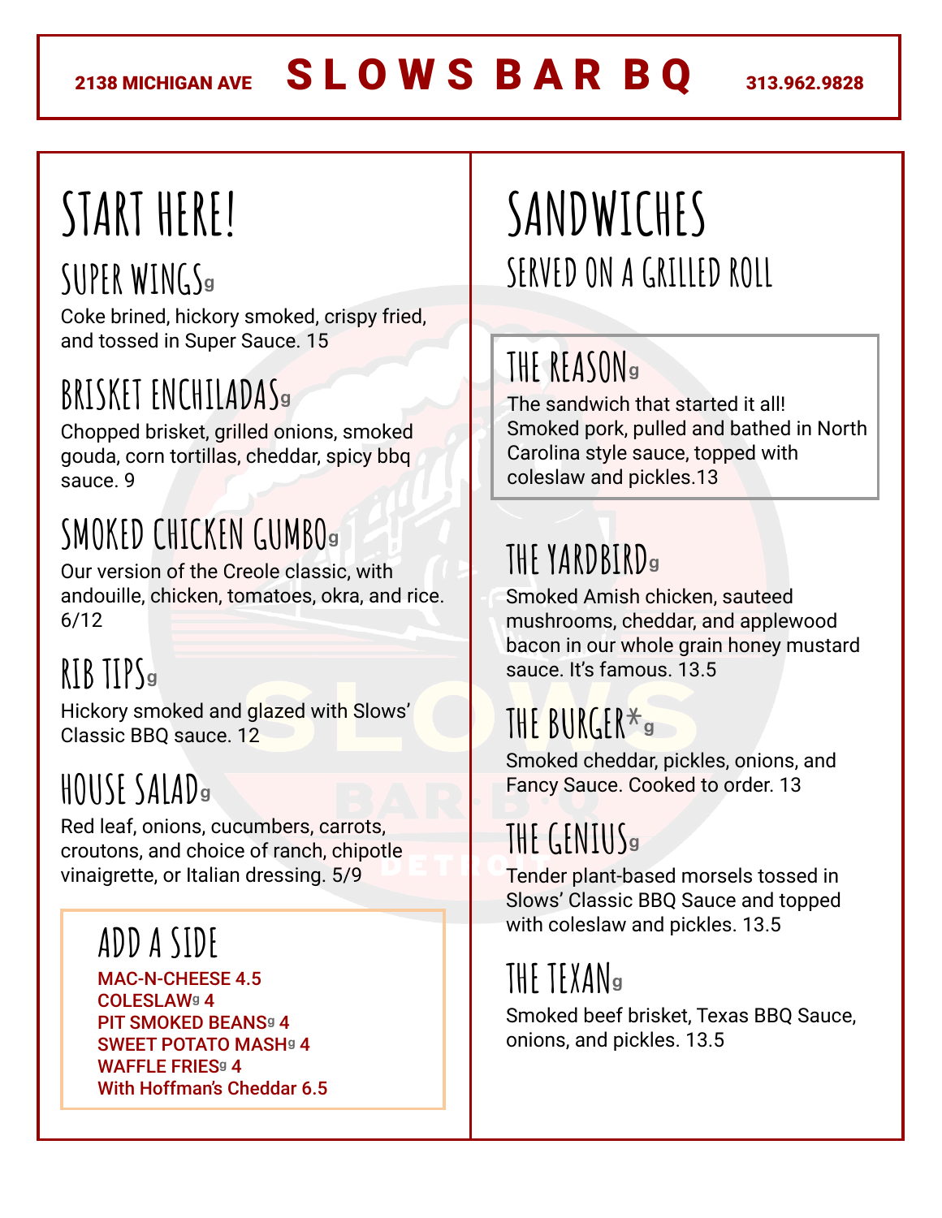2138 MICHIGAN AVE **SLOWS BAR BQ** 313.962.9828

# START HERE!

## SUPER WINGS g

Coke brined, hickory smoked, crispy fried, and tossed in Super Sauce. 15

## BRISKET ENCHILADAS g

Chopped brisket, grilled onions, smoked gouda, corn tortillas, cheddar, spicy bbq sauce. 9

## SMOKED CHICKEN GUMBO g

Our version of the Creole classic, with andouille, chicken, tomatoes, okra, and rice. 6/12

## RIB TIPS g

Hickory smoked and glazed with Slows' Classic BBQ sauce. 12

## HOUSE SALAD g

Red leaf, onions, cucumbers, carrots, croutons, and choice of ranch, chipotle vinaigrette, or Italian dressing. 5/9

### ADD A SIDE

MAC-N-CHEESE 4.5
COLESLAW g 4
PIT SMOKED BEANS g 4
SWEET POTATO MASH g 4
WAFFLE FRIES g 4
With Hoffman's Cheddar 6.5

# SANDWICHES

SERVED ON A GRILLED ROLL

## THE REASON g

The sandwich that started it all! Smoked pork, pulled and bathed in North Carolina style sauce, topped with coleslaw and pickles.13

## THE YARDBIRD g

Smoked Amish chicken, sauteed mushrooms, cheddar, and applewood bacon in our whole grain honey mustard sauce. It's famous. 13.5

## THE BURGER* g

Smoked cheddar, pickles, onions, and Fancy Sauce. Cooked to order. 13

## THE GENIUS g

Tender plant-based morsels tossed in Slows' Classic BBQ Sauce and topped with coleslaw and pickles. 13.5

## THE TEXAN g

Smoked beef brisket, Texas BBQ Sauce, onions, and pickles. 13.5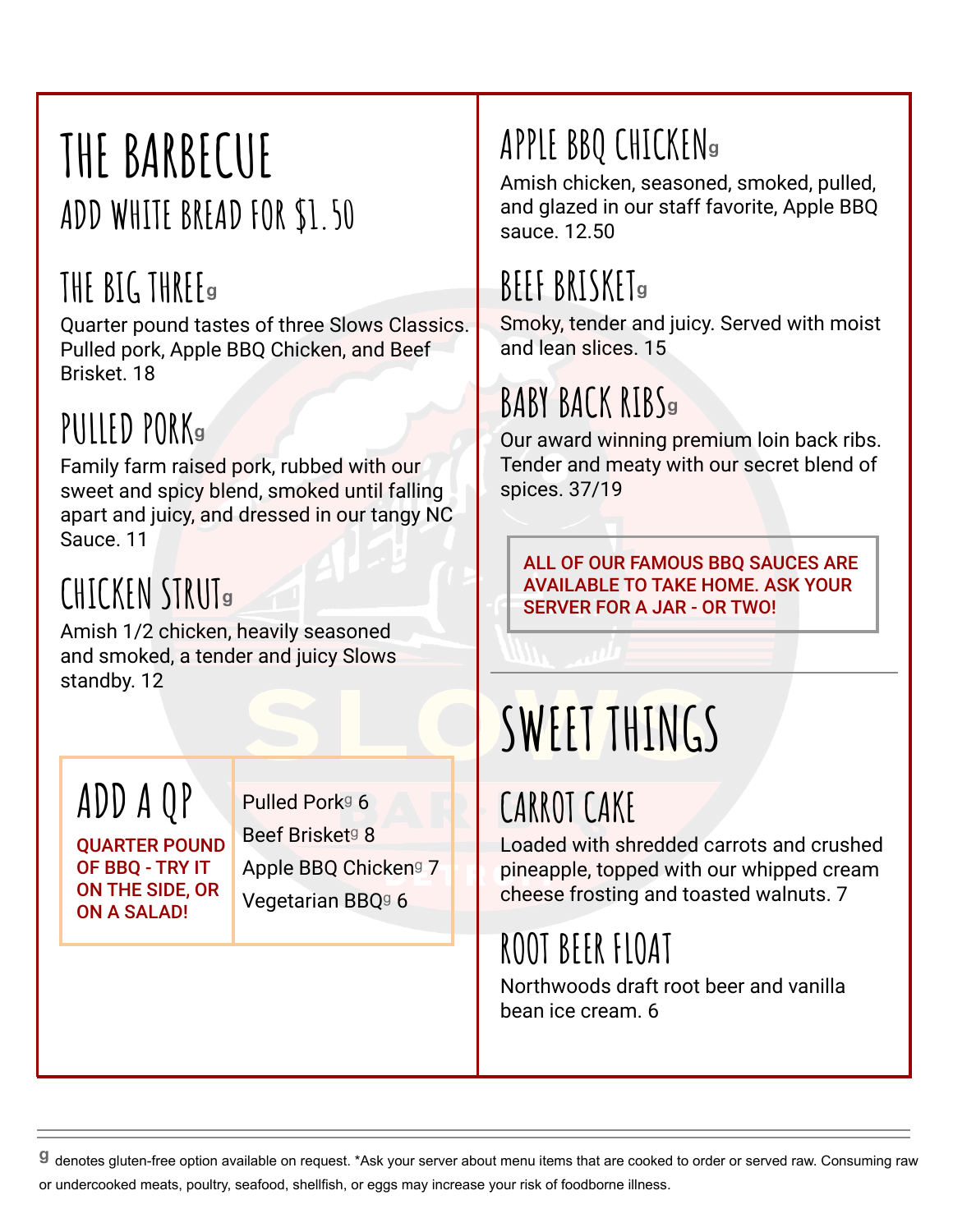# THE BARBECUE

## ADD WHITE BREAD FOR $1.50

### THE BIG THREE g

Quarter pound tastes of three Slows Classics. Pulled pork, Apple BBQ Chicken, and Beef Brisket. 18

### PULLED PORK g

Family farm raised pork, rubbed with our sweet and spicy blend, smoked until falling apart and juicy, and dressed in our tangy NC Sauce. 11

### CHICKEN STRUT g

Amish 1/2 chicken, heavily seasoned and smoked, a tender and juicy Slows standby. 12

### ADD A QP

**QUARTER POUND OF BBQ - TRY IT ON THE SIDE, OR ON A SALAD!**

- Pulled Pork g 6
- Beef Brisket g 8
- Apple BBQ Chicken g 7
- Vegetarian BBQ g 6

### APPLE BBQ CHICKEN g

Amish chicken, seasoned, smoked, pulled, and glazed in our staff favorite, Apple BBQ sauce. 12.50

### BEEF BRISKET g

Smoky, tender and juicy. Served with moist and lean slices. 15

### BABY BACK RIBS g

Our award winning premium loin back ribs. Tender and meaty with our secret blend of spices. 37/19

**ALL OF OUR FAMOUS BBQ SAUCES ARE AVAILABLE TO TAKE HOME. ASK YOUR SERVER FOR A JAR - OR TWO!**

# SWEET THINGS

### CARROT CAKE

Loaded with shredded carrots and crushed pineapple, topped with our whipped cream cheese frosting and toasted walnuts. 7

### ROOT BEER FLOAT

Northwoods draft root beer and vanilla bean ice cream. 6

---

g denotes gluten-free option available on request. *Ask your server about menu items that are cooked to order or served raw. Consuming raw or undercooked meats, poultry, seafood, shellfish, or eggs may increase your risk of foodborne illness.